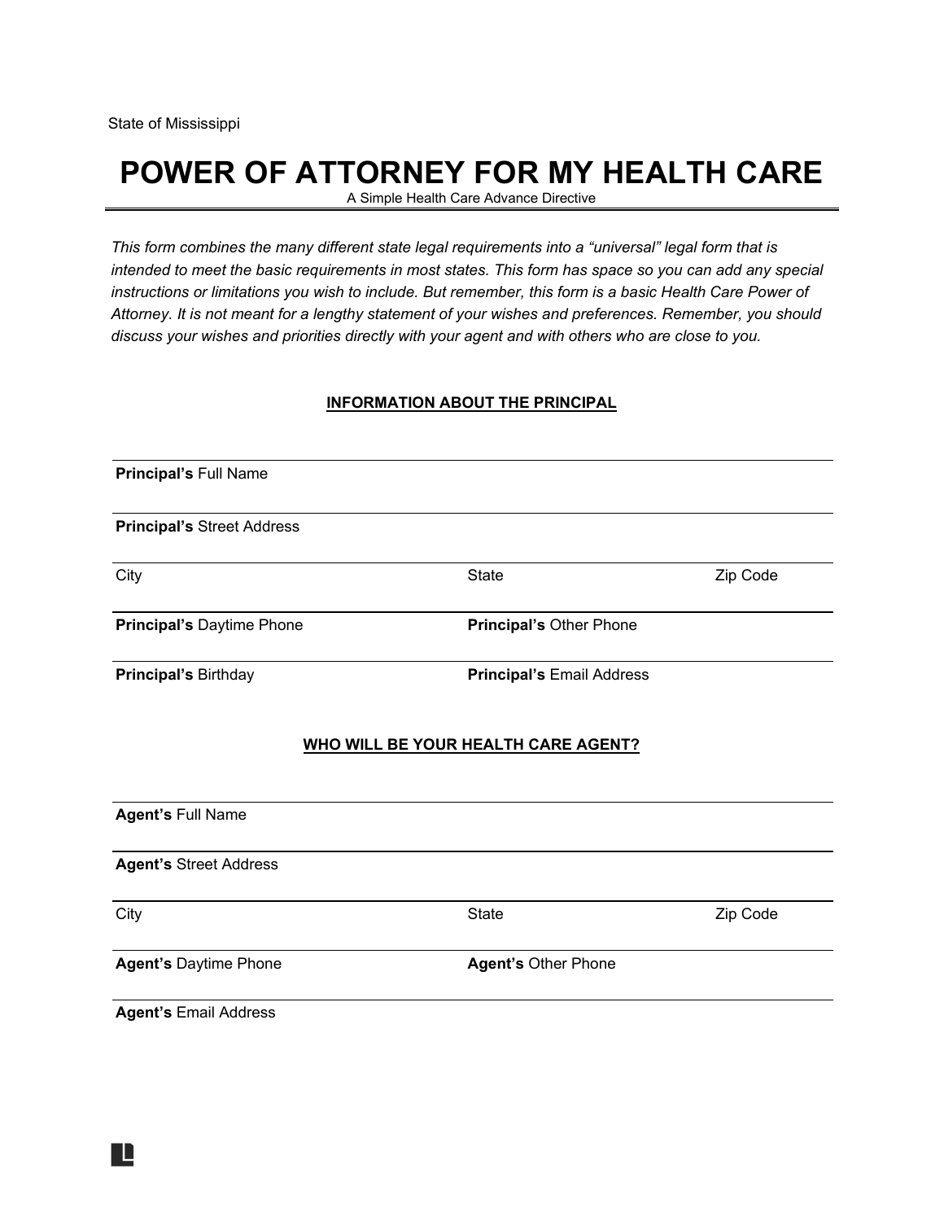State of Mississippi

# POWER OF ATTORNEY FOR MY HEALTH CARE

A Simple Health Care Advance Directive

*This form combines the many different state legal requirements into a "universal" legal form that is intended to meet the basic requirements in most states. This form has space so you can add any special instructions or limitations you wish to include. But remember, this form is a basic Health Care Power of Attorney. It is not meant for a lengthy statement of your wishes and preferences. Remember, you should discuss your wishes and priorities directly with your agent and with others who are close to you.*

## INFORMATION ABOUT THE PRINCIPAL

**Principal's** Full Name

**Principal's** Street Address

City | State | Zip Code

**Principal's** Daytime Phone | **Principal's** Other Phone

**Principal's** Birthday | **Principal's** Email Address

## WHO WILL BE YOUR HEALTH CARE AGENT?

**Agent's** Full Name

**Agent's** Street Address

City | State | Zip Code

**Agent's** Daytime Phone | **Agent's** Other Phone

**Agent's** Email Address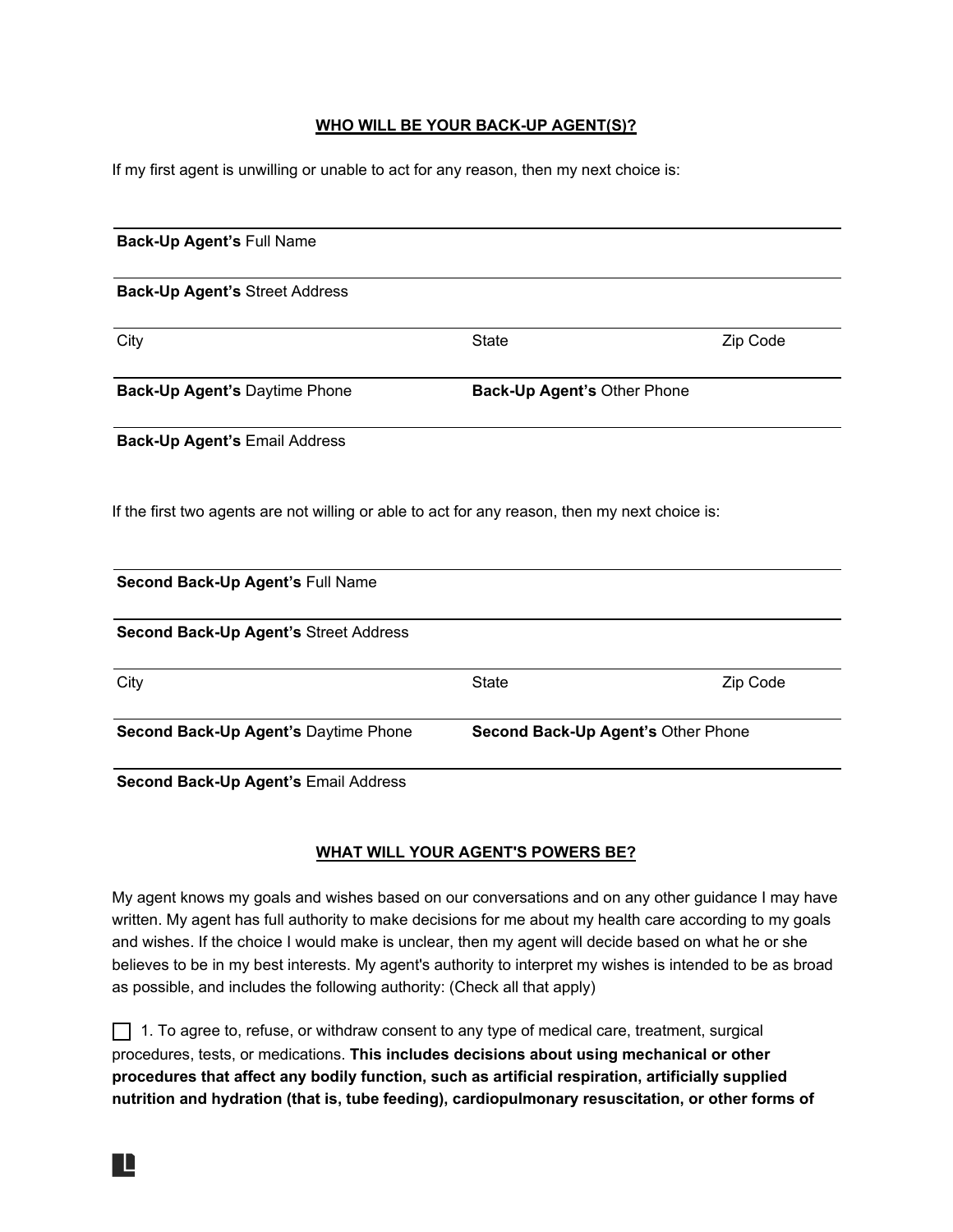## WHO WILL BE YOUR BACK-UP AGENT(S)?

If my first agent is unwilling or unable to act for any reason, then my next choice is:

**Back-Up Agent's** Full Name

**Back-Up Agent's** Street Address

City | State | Zip Code

**Back-Up Agent's** Daytime Phone | **Back-Up Agent's** Other Phone

**Back-Up Agent's** Email Address

If the first two agents are not willing or able to act for any reason, then my next choice is:

**Second Back-Up Agent's** Full Name

**Second Back-Up Agent's** Street Address

City | State | Zip Code

**Second Back-Up Agent's** Daytime Phone | **Second Back-Up Agent's** Other Phone

**Second Back-Up Agent's** Email Address

## WHAT WILL YOUR AGENT'S POWERS BE?

My agent knows my goals and wishes based on our conversations and on any other guidance I may have written. My agent has full authority to make decisions for me about my health care according to my goals and wishes. If the choice I would make is unclear, then my agent will decide based on what he or she believes to be in my best interests. My agent's authority to interpret my wishes is intended to be as broad as possible, and includes the following authority: (Check all that apply)

☐ 1. To agree to, refuse, or withdraw consent to any type of medical care, treatment, surgical procedures, tests, or medications. **This includes decisions about using mechanical or other procedures that affect any bodily function, such as artificial respiration, artificially supplied nutrition and hydration (that is, tube feeding), cardiopulmonary resuscitation, or other forms of**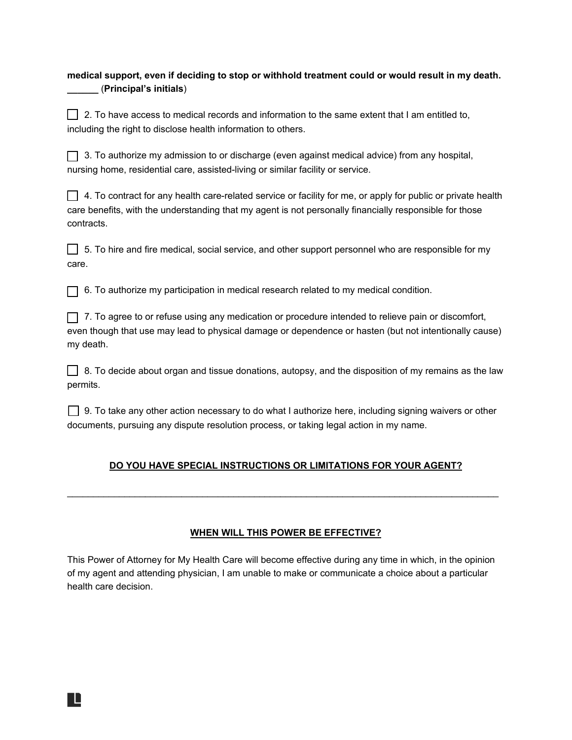**medical support, even if deciding to stop or withhold treatment could or would result in my death.** **______** (**Principal's initials**)

☐ 2. To have access to medical records and information to the same extent that I am entitled to, including the right to disclose health information to others.

☐ 3. To authorize my admission to or discharge (even against medical advice) from any hospital, nursing home, residential care, assisted-living or similar facility or service.

☐ 4. To contract for any health care-related service or facility for me, or apply for public or private health care benefits, with the understanding that my agent is not personally financially responsible for those contracts.

☐ 5. To hire and fire medical, social service, and other support personnel who are responsible for my care.

☐ 6. To authorize my participation in medical research related to my medical condition.

☐ 7. To agree to or refuse using any medication or procedure intended to relieve pain or discomfort, even though that use may lead to physical damage or dependence or hasten (but not intentionally cause) my death.

☐ 8. To decide about organ and tissue donations, autopsy, and the disposition of my remains as the law permits.

☐ 9. To take any other action necessary to do what I authorize here, including signing waivers or other documents, pursuing any dispute resolution process, or taking legal action in my name.

## DO YOU HAVE SPECIAL INSTRUCTIONS OR LIMITATIONS FOR YOUR AGENT?

________________________________________________________________________________

## WHEN WILL THIS POWER BE EFFECTIVE?

This Power of Attorney for My Health Care will become effective during any time in which, in the opinion of my agent and attending physician, I am unable to make or communicate a choice about a particular health care decision.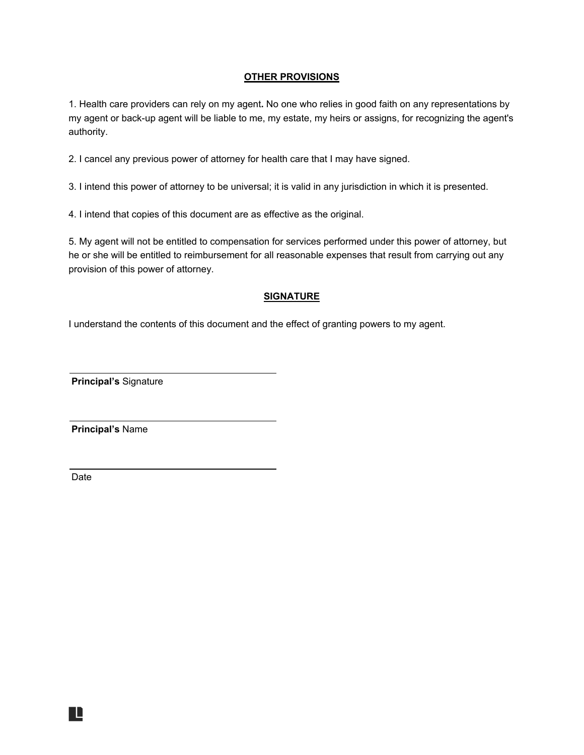## OTHER PROVISIONS

1. Health care providers can rely on my agent**.** No one who relies in good faith on any representations by my agent or back-up agent will be liable to me, my estate, my heirs or assigns, for recognizing the agent's authority.

2. I cancel any previous power of attorney for health care that I may have signed.

3. I intend this power of attorney to be universal; it is valid in any jurisdiction in which it is presented.

4. I intend that copies of this document are as effective as the original.

5. My agent will not be entitled to compensation for services performed under this power of attorney, but he or she will be entitled to reimbursement for all reasonable expenses that result from carrying out any provision of this power of attorney.

## SIGNATURE

I understand the contents of this document and the effect of granting powers to my agent.

\_\_\_\_\_\_\_\_\_\_\_\_\_\_\_\_\_\_\_\_\_\_\_\_\_\_\_\_\_\_\_\_\_\_\_\_\_\_
**Principal's** Signature

\_\_\_\_\_\_\_\_\_\_\_\_\_\_\_\_\_\_\_\_\_\_\_\_\_\_\_\_\_\_\_\_\_\_\_\_\_\_
**Principal's** Name

\_\_\_\_\_\_\_\_\_\_\_\_\_\_\_\_\_\_\_\_\_\_\_\_\_\_\_\_\_\_\_\_\_\_\_\_\_\_
Date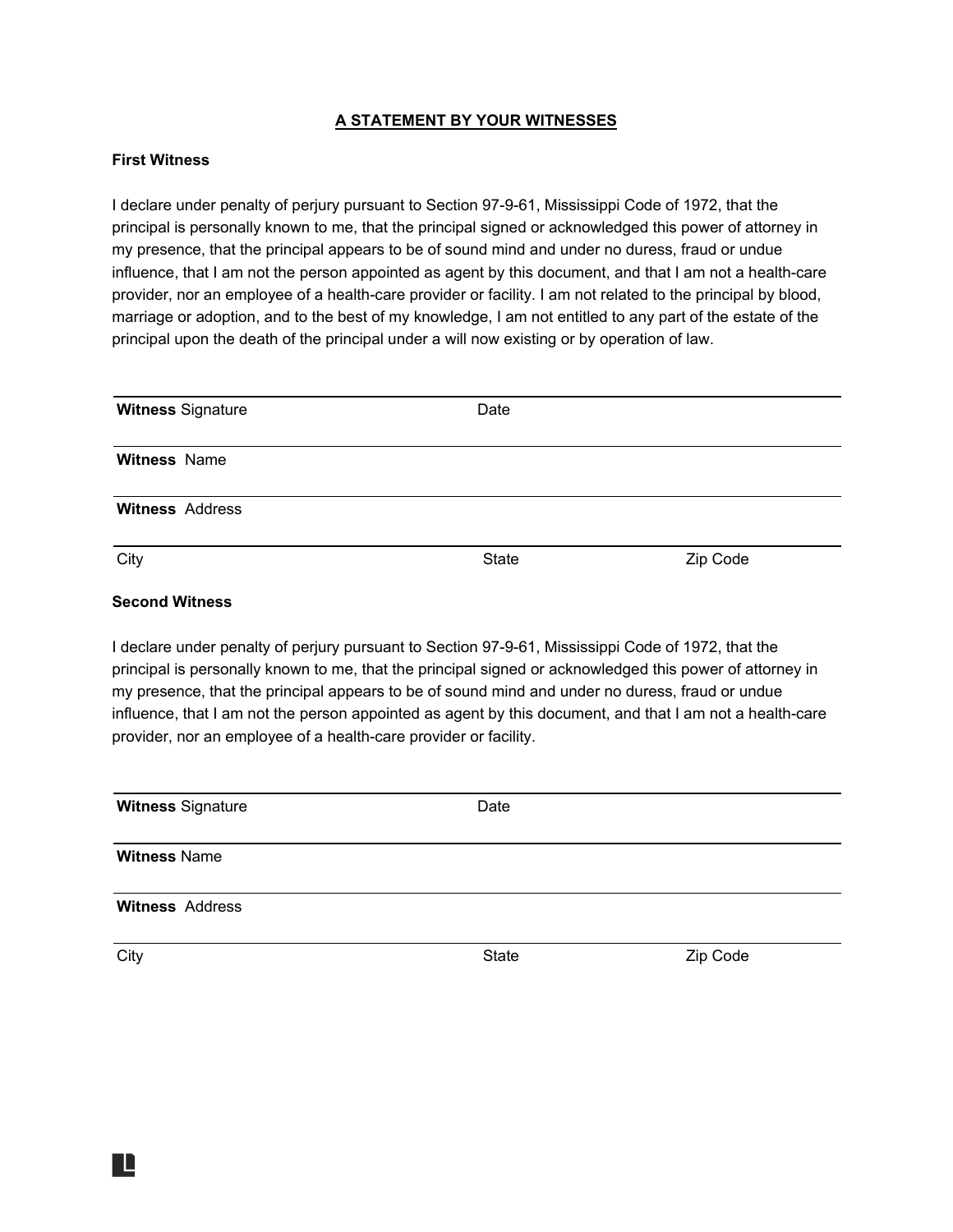## A STATEMENT BY YOUR WITNESSES

**First Witness**

I declare under penalty of perjury pursuant to Section 97-9-61, Mississippi Code of 1972, that the principal is personally known to me, that the principal signed or acknowledged this power of attorney in my presence, that the principal appears to be of sound mind and under no duress, fraud or undue influence, that I am not the person appointed as agent by this document, and that I am not a health-care provider, nor an employee of a health-care provider or facility. I am not related to the principal by blood, marriage or adoption, and to the best of my knowledge, I am not entitled to any part of the estate of the principal upon the death of the principal under a will now existing or by operation of law.

**Witness** Signature Date

**Witness** Name

**Witness** Address

City State Zip Code

**Second Witness**

I declare under penalty of perjury pursuant to Section 97-9-61, Mississippi Code of 1972, that the principal is personally known to me, that the principal signed or acknowledged this power of attorney in my presence, that the principal appears to be of sound mind and under no duress, fraud or undue influence, that I am not the person appointed as agent by this document, and that I am not a health-care provider, nor an employee of a health-care provider or facility.

**Witness** Signature Date

**Witness** Name

**Witness** Address

City State Zip Code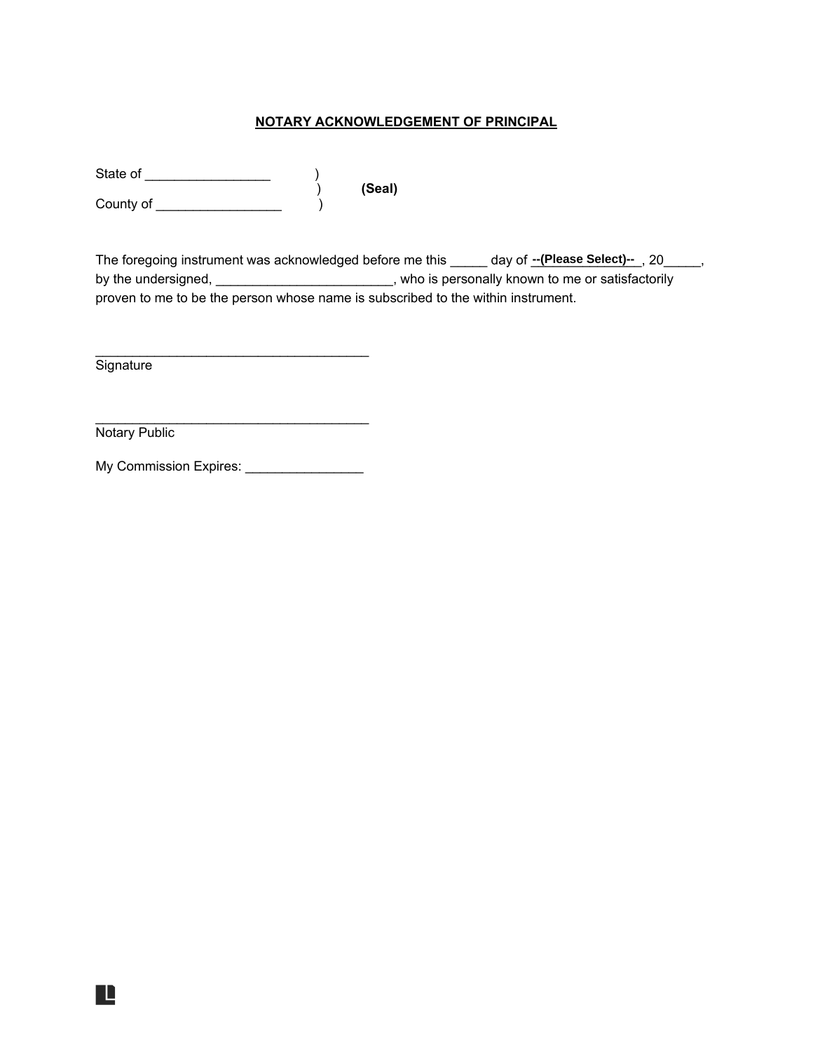## NOTARY ACKNOWLEDGEMENT OF PRINCIPAL

State of _________________ )
) **(Seal)**
County of _________________ )

The foregoing instrument was acknowledged before me this _____ day of **--(Please Select)--**, 20_____, by the undersigned, ________________________, who is personally known to me or satisfactorily proven to me to be the person whose name is subscribed to the within instrument.

_______________________________________
Signature

_______________________________________
Notary Public

My Commission Expires: ________________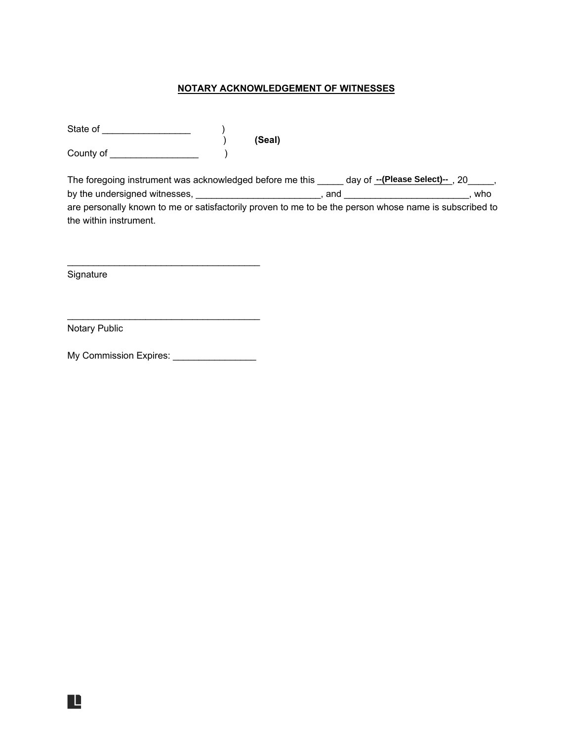# NOTARY ACKNOWLEDGEMENT OF WITNESSES

State of _________________ )
) **(Seal)**
County of _________________ )

The foregoing instrument was acknowledged before me this _____ day of **--(Please Select)--**, 20_____, by the undersigned witnesses, ________________________, and ________________________, who are personally known to me or satisfactorily proven to me to be the person whose name is subscribed to the within instrument.

______________________________________
Signature

______________________________________
Notary Public

My Commission Expires: ________________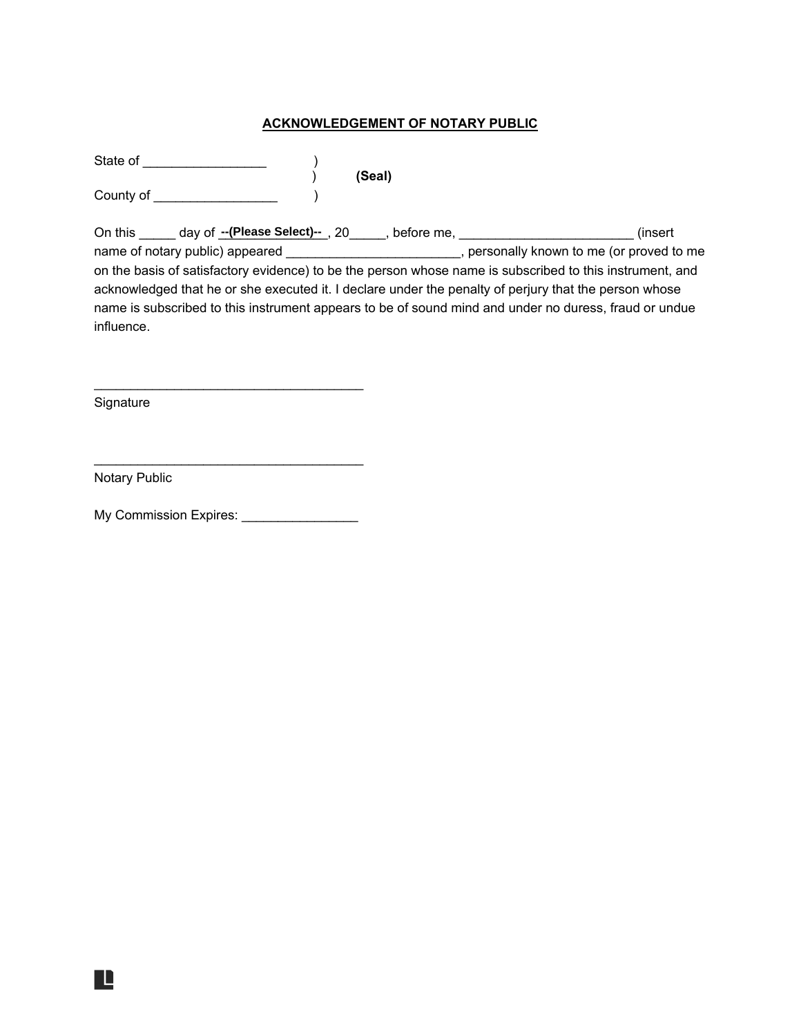**ACKNOWLEDGEMENT OF NOTARY PUBLIC**

State of _________________ )
) **(Seal)**
County of _________________ )

On this _____ day of **--(Please Select)--**, 20_____, before me, ________________________ (insert name of notary public) appeared ________________________, personally known to me (or proved to me on the basis of satisfactory evidence) to be the person whose name is subscribed to this instrument, and acknowledged that he or she executed it. I declare under the penalty of perjury that the person whose name is subscribed to this instrument appears to be of sound mind and under no duress, fraud or undue influence.

______________________________________
Signature

______________________________________
Notary Public

My Commission Expires: ________________